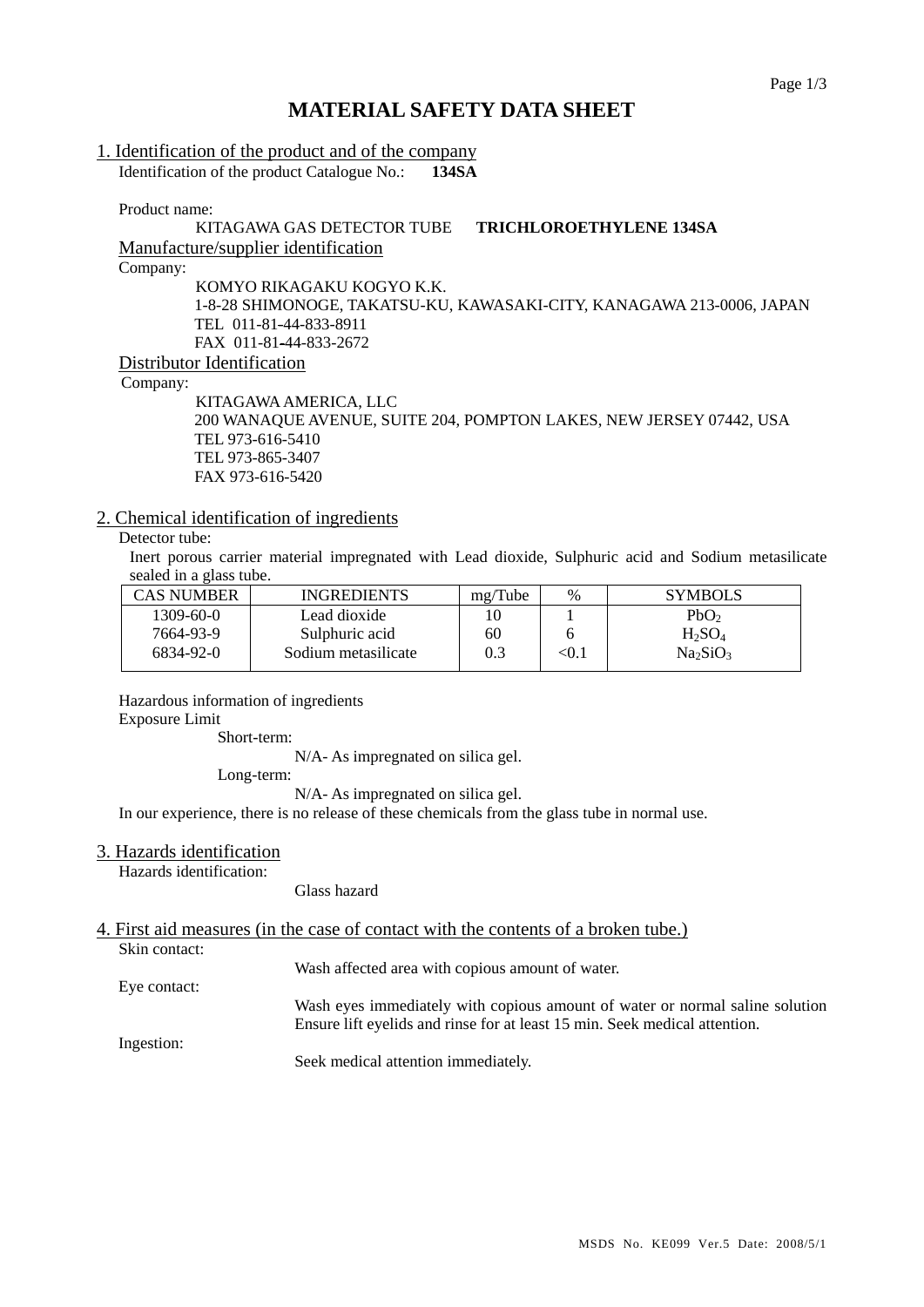# MATERIAL SAFETY DATA SHEET

## 1. Identification of the product and of the company

Identification of the product Catalogue No.: **134SA**

Product name:

KITAGAWA GAS DETECTOR TUBE **TRICHLOROETHYLENE 134SA**

### Manufacture/supplier identification

Company:

KOMYO RIKAGAKU KOGYO K.K.
1-8-28 SHIMONOGE, TAKATSU-KU, KAWASAKI-CITY, KANAGAWA 213-0006, JAPAN
TEL 011-81-44-833-8911
FAX 011-81-44-833-2672

### Distributor Identification

Company:

KITAGAWA AMERICA, LLC
200 WANAQUE AVENUE, SUITE 204, POMPTON LAKES, NEW JERSEY 07442, USA
TEL 973-616-5410
TEL 973-865-3407
FAX 973-616-5420

## 2. Chemical identification of ingredients

Detector tube:

Inert porous carrier material impregnated with Lead dioxide, Sulphuric acid and Sodium metasilicate sealed in a glass tube.

| CAS NUMBER | INGREDIENTS | mg/Tube | % | SYMBOLS |
|---|---|---|---|---|
| 1309-60-0 | Lead dioxide | 10 | 1 | $PbO_2$ |
| 7664-93-9 | Sulphuric acid | 60 | 6 | $H_2SO_4$ |
| 6834-92-0 | Sodium metasilicate | 0.3 | <0.1 | $Na_2SiO_3$ |

Hazardous information of ingredients

Exposure Limit

Short-term:

N/A- As impregnated on silica gel.

Long-term:

N/A- As impregnated on silica gel.

In our experience, there is no release of these chemicals from the glass tube in normal use.

## 3. Hazards identification

Hazards identification:

Glass hazard

## 4. First aid measures (in the case of contact with the contents of a broken tube.)

Skin contact:

Wash affected area with copious amount of water.

Eye contact:

Wash eyes immediately with copious amount of water or normal saline solution Ensure lift eyelids and rinse for at least 15 min. Seek medical attention.

Ingestion:

Seek medical attention immediately.

MSDS No. KE099 Ver.5 Date: 2008/5/1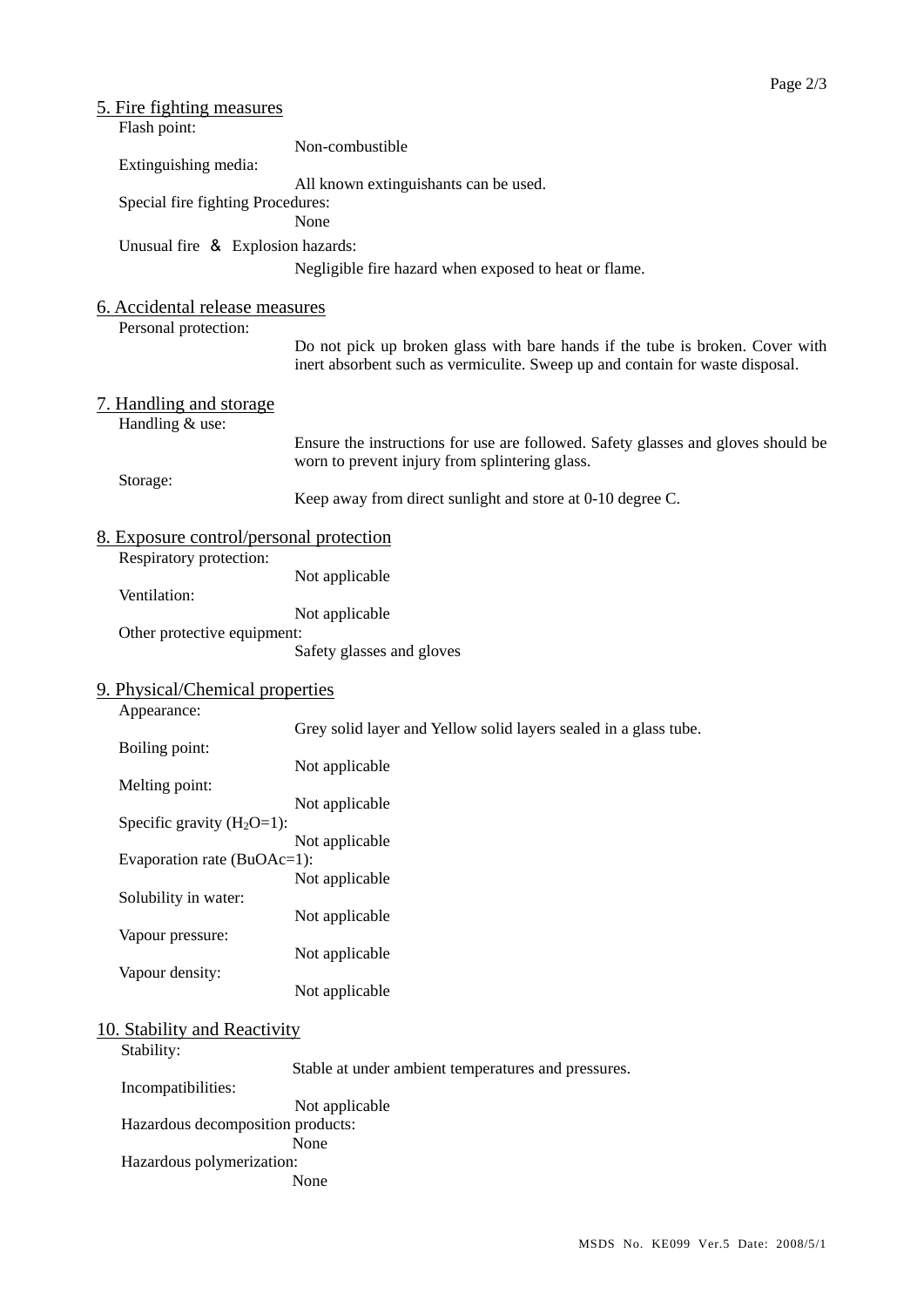## 5. Fire fighting measures

Flash point:
: Non-combustible

Extinguishing media:
: All known extinguishants can be used.

Special fire fighting Procedures:
: None

Unusual fire ＆ Explosion hazards:
: Negligible fire hazard when exposed to heat or flame.

## 6. Accidental release measures

Personal protection:
: Do not pick up broken glass with bare hands if the tube is broken. Cover with inert absorbent such as vermiculite. Sweep up and contain for waste disposal.

## 7. Handling and storage

Handling & use:
: Ensure the instructions for use are followed. Safety glasses and gloves should be worn to prevent injury from splintering glass.

Storage:
: Keep away from direct sunlight and store at 0-10 degree C.

## 8. Exposure control/personal protection

Respiratory protection:
: Not applicable

Ventilation:
: Not applicable

Other protective equipment:
: Safety glasses and gloves

## 9. Physical/Chemical properties

Appearance:
: Grey solid layer and Yellow solid layers sealed in a glass tube.

Boiling point:
: Not applicable

Melting point:
: Not applicable

Specific gravity ($H_2O$=1):
: Not applicable

Evaporation rate (BuOAc=1):
: Not applicable

Solubility in water:
: Not applicable

Vapour pressure:
: Not applicable

Vapour density:
: Not applicable

## 10. Stability and Reactivity

Stability:
: Stable at under ambient temperatures and pressures.

Incompatibilities:
: Not applicable

Hazardous decomposition products:
: None

Hazardous polymerization:
: None

MSDS No. KE099 Ver.5 Date: 2008/5/1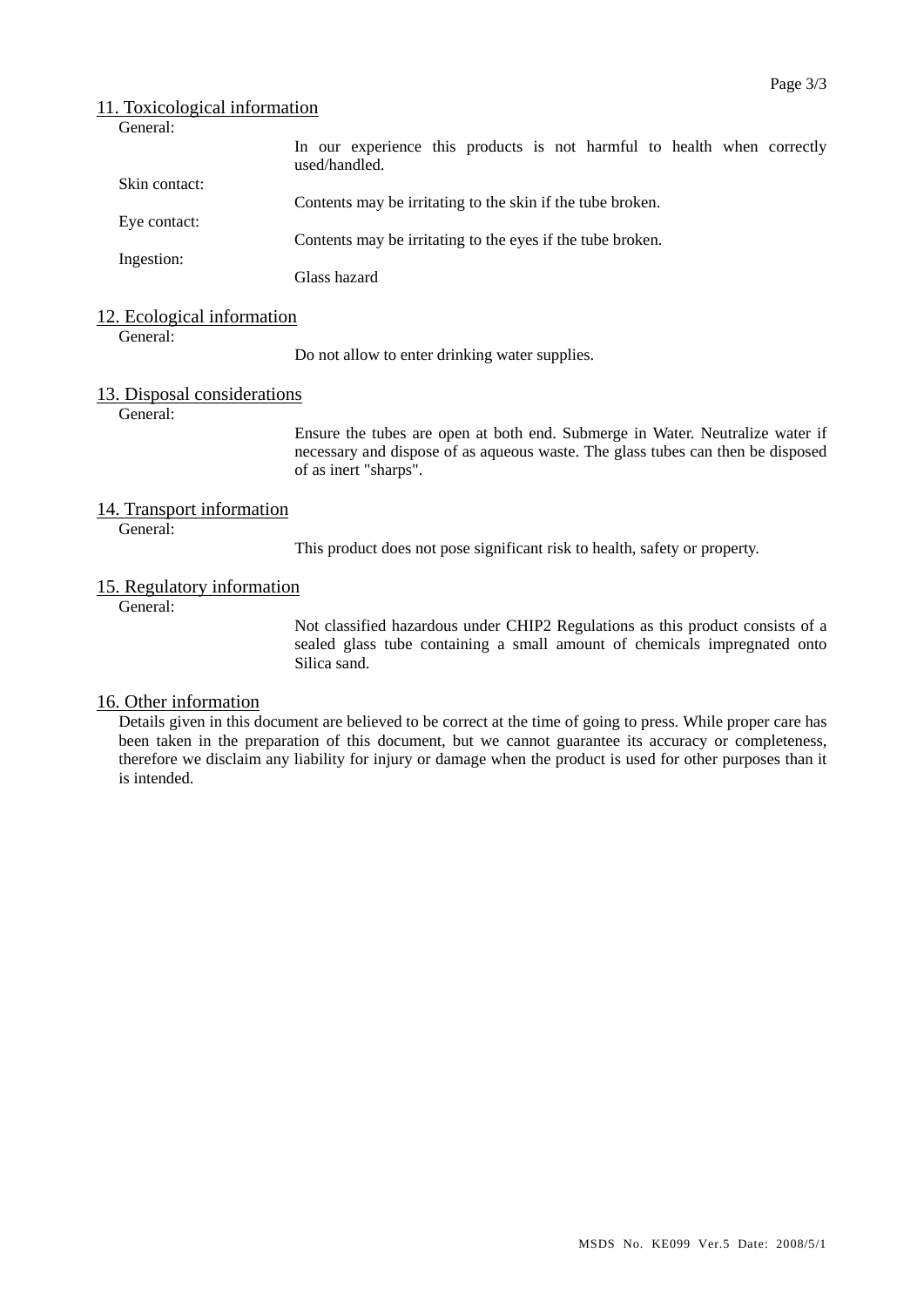## 11. Toxicological information

General:

In our experience this products is not harmful to health when correctly used/handled.

Skin contact:

Contents may be irritating to the skin if the tube broken.

Eye contact:

Contents may be irritating to the eyes if the tube broken.

Ingestion:

Glass hazard

## 12. Ecological information

General:

Do not allow to enter drinking water supplies.

## 13. Disposal considerations

General:

Ensure the tubes are open at both end. Submerge in Water. Neutralize water if necessary and dispose of as aqueous waste. The glass tubes can then be disposed of as inert "sharps".

## 14. Transport information

General:

This product does not pose significant risk to health, safety or property.

## 15. Regulatory information

General:

Not classified hazardous under CHIP2 Regulations as this product consists of a sealed glass tube containing a small amount of chemicals impregnated onto Silica sand.

## 16. Other information

Details given in this document are believed to be correct at the time of going to press. While proper care has been taken in the preparation of this document, but we cannot guarantee its accuracy or completeness, therefore we disclaim any liability for injury or damage when the product is used for other purposes than it is intended.